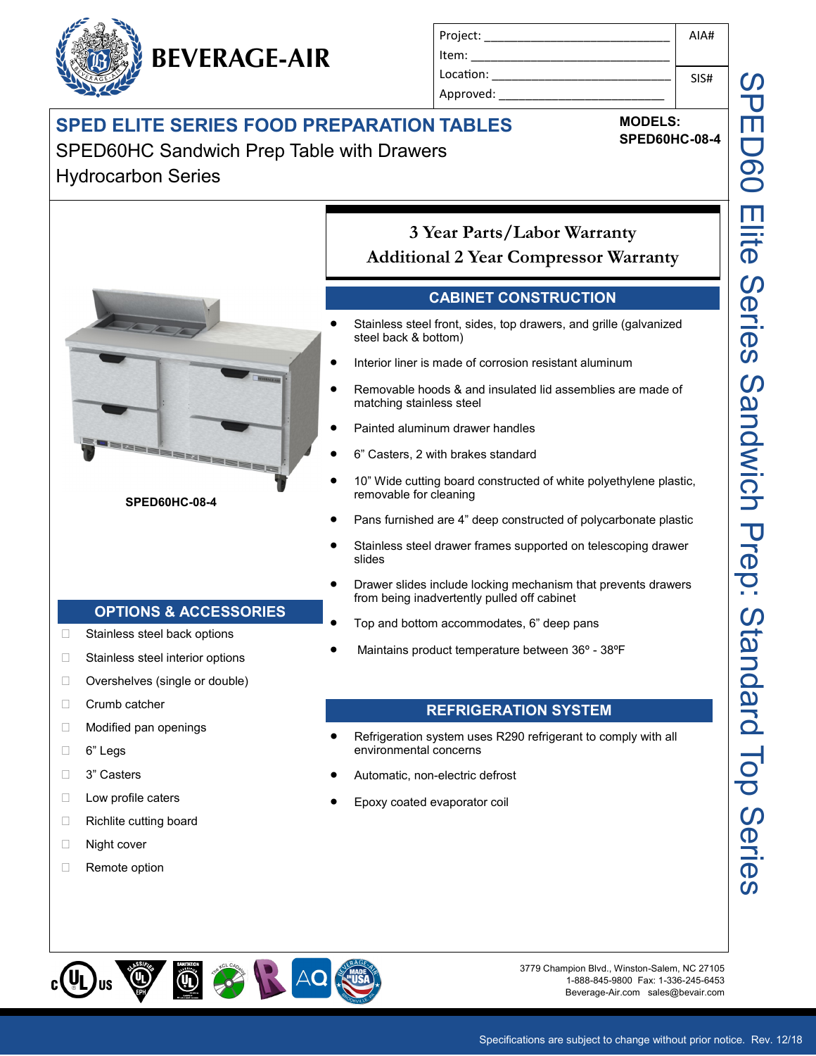# BEVERAGE-AIR

| Project: ______________________________ | AIA# |
|---|---|
| Item: ______________________________ | |
| Location: ______________________________ | SIS# |
| Approved: ______________________________ | |

## SPED ELITE SERIES FOOD PREPARATION TABLES

SPED60HC Sandwich Prep Table with Drawers
Hydrocarbon Series

**MODELS:**
**SPED60HC-08-4**

SPED60 Elite Series Sandwich Prep: Standard Top Series

**SPED60HC-08-4**

### 3 Year Parts/Labor Warranty
### Additional 2 Year Compressor Warranty

## CABINET CONSTRUCTION

- Stainless steel front, sides, top drawers, and grille (galvanized steel back & bottom)
- Interior liner is made of corrosion resistant aluminum
- Removable hoods & and insulated lid assemblies are made of matching stainless steel
- Painted aluminum drawer handles
- 6” Casters, 2 with brakes standard
- 10” Wide cutting board constructed of white polyethylene plastic, removable for cleaning
- Pans furnished are 4” deep constructed of polycarbonate plastic
- Stainless steel drawer frames supported on telescoping drawer slides
- Drawer slides include locking mechanism that prevents drawers from being inadvertently pulled off cabinet
- Top and bottom accommodates, 6” deep pans
- Maintains product temperature between 36º - 38ºF

## OPTIONS & ACCESSORIES

- ☐ Stainless steel back options
- ☐ Stainless steel interior options
- ☐ Overshelves (single or double)
- ☐ Crumb catcher
- ☐ Modified pan openings
- ☐ 6” Legs
- ☐ 3” Casters
- ☐ Low profile caters
- ☐ Richlite cutting board
- ☐ Night cover
- ☐ Remote option

## REFRIGERATION SYSTEM

- Refrigeration system uses R290 refrigerant to comply with all environmental concerns
- Automatic, non-electric defrost
- Epoxy coated evaporator coil

3779 Champion Blvd., Winston-Salem, NC 27105
1-888-845-9800 Fax: 1-336-245-6453
Beverage-Air.com sales@bevair.com

Specifications are subject to change without prior notice. Rev. 12/18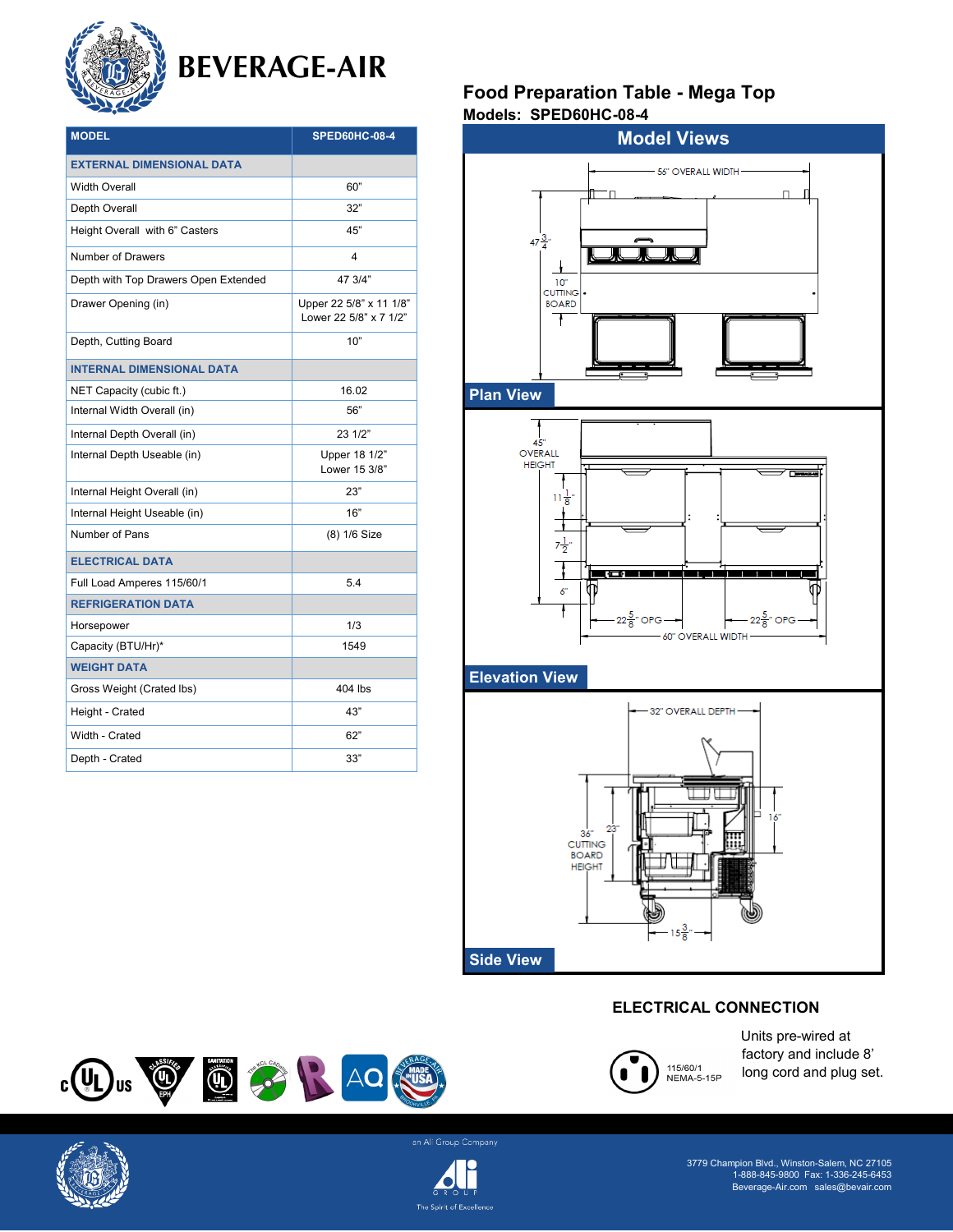# BEVERAGE-AIR

## Food Preparation Table - Mega Top

**Models: SPED60HC-08-4**

| MODEL | SPED60HC-08-4 |
|---|---|
| **EXTERNAL DIMENSIONAL DATA** | |
| Width Overall | 60" |
| Depth Overall | 32" |
| Height Overall with 6" Casters | 45" |
| Number of Drawers | 4 |
| Depth with Top Drawers Open Extended | 47 3/4" |
| Drawer Opening (in) | Upper 22 5/8" x 11 1/8"<br>Lower 22 5/8" x 7 1/2" |
| Depth, Cutting Board | 10" |
| **INTERNAL DIMENSIONAL DATA** | |
| NET Capacity (cubic ft.) | 16.02 |
| Internal Width Overall (in) | 56" |
| Internal Depth Overall (in) | 23 1/2" |
| Internal Depth Useable (in) | Upper 18 1/2"<br>Lower 15 3/8" |
| Internal Height Overall (in) | 23" |
| Internal Height Useable (in) | 16" |
| Number of Pans | (8) 1/6 Size |
| **ELECTRICAL DATA** | |
| Full Load Amperes 115/60/1 | 5.4 |
| **REFRIGERATION DATA** | |
| Horsepower | 1/3 |
| Capacity (BTU/Hr)* | 1549 |
| **WEIGHT DATA** | |
| Gross Weight (Crated lbs) | 404 lbs |
| Height - Crated | 43" |
| Width - Crated | 62" |
| Depth - Crated | 33" |

## Model Views

56" OVERALL WIDTH
47 3/4"
10" CUTTING BOARD

**Plan View**

45" OVERALL HEIGHT
11 1/8"
7 1/2"
6"
22 5/8" OPG
22 5/8" OPG
60" OVERALL WIDTH

**Elevation View**

32" OVERALL DEPTH
36" CUTTING BOARD HEIGHT
23"
16"
15 3/8"

**Side View**

## ELECTRICAL CONNECTION

115/60/1
NEMA-5-15P

Units pre-wired at factory and include 8' long cord and plug set.

an Ali Group Company

The Spirit of Excellence

3779 Champion Blvd., Winston-Salem, NC 27105
1-888-845-9800 Fax: 1-336-245-6453
Beverage-Air.com sales@bevair.com